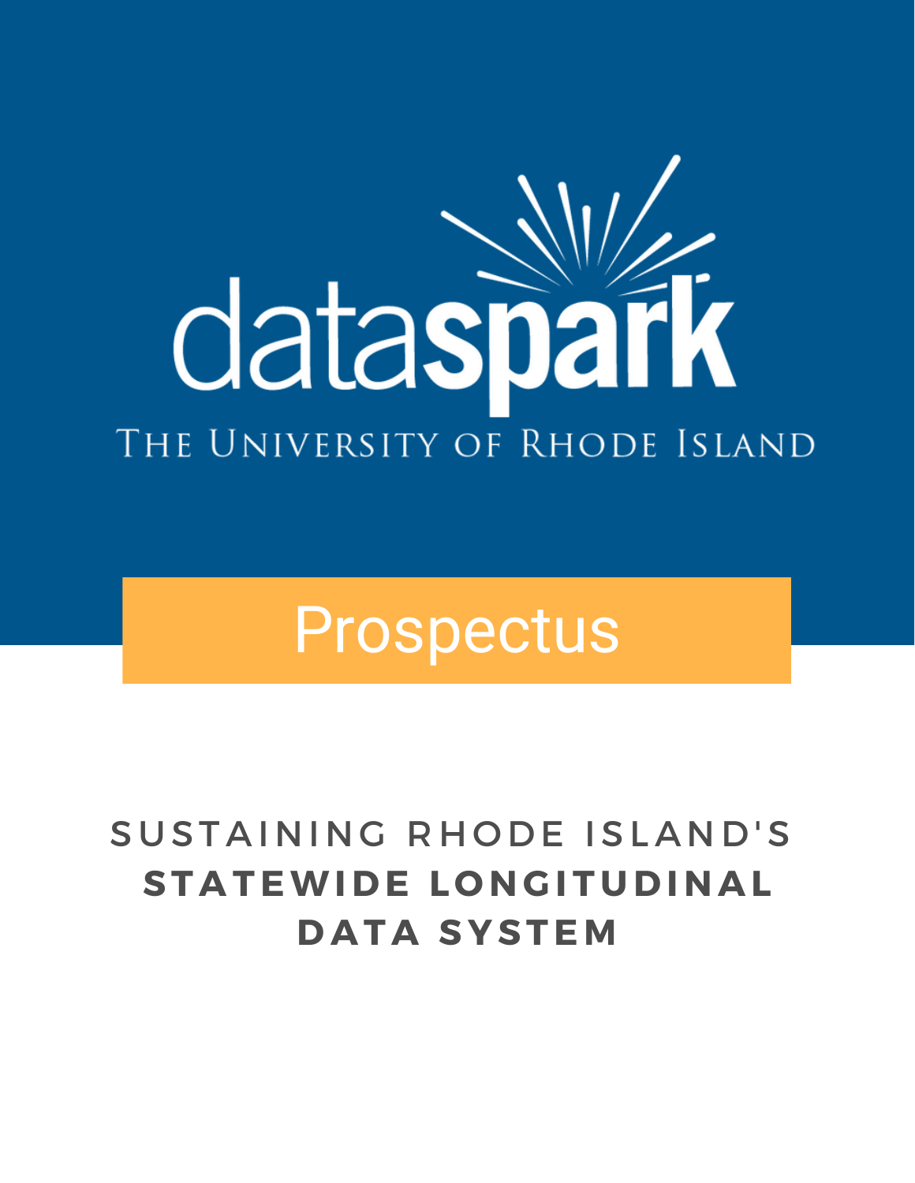# dataspark

THE UNIVERSITY OF RHODE ISLAND

## Prospectus

SUSTAINING RHODE ISLAND'S **STATEWIDE LONGITUDINAL DATA SYSTEM**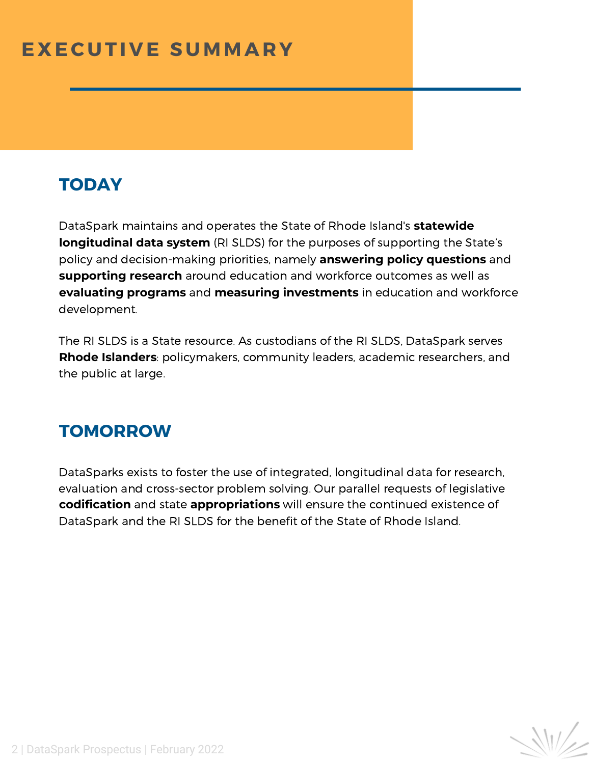# EXECUTIVE SUMMARY

## TODAY

DataSpark maintains and operates the State of Rhode Island's **statewide longitudinal data system** (RI SLDS) for the purposes of supporting the State's policy and decision-making priorities, namely **answering policy questions** and **supporting research** around education and workforce outcomes as well as **evaluating programs** and **measuring investments** in education and workforce development.

The RI SLDS is a State resource. As custodians of the RI SLDS, DataSpark serves **Rhode Islanders**: policymakers, community leaders, academic researchers, and the public at large.

## TOMORROW

DataSparks exists to foster the use of integrated, longitudinal data for research, evaluation and cross-sector problem solving. Our parallel requests of legislative **codification** and state **appropriations** will ensure the continued existence of DataSpark and the RI SLDS for the benefit of the State of Rhode Island.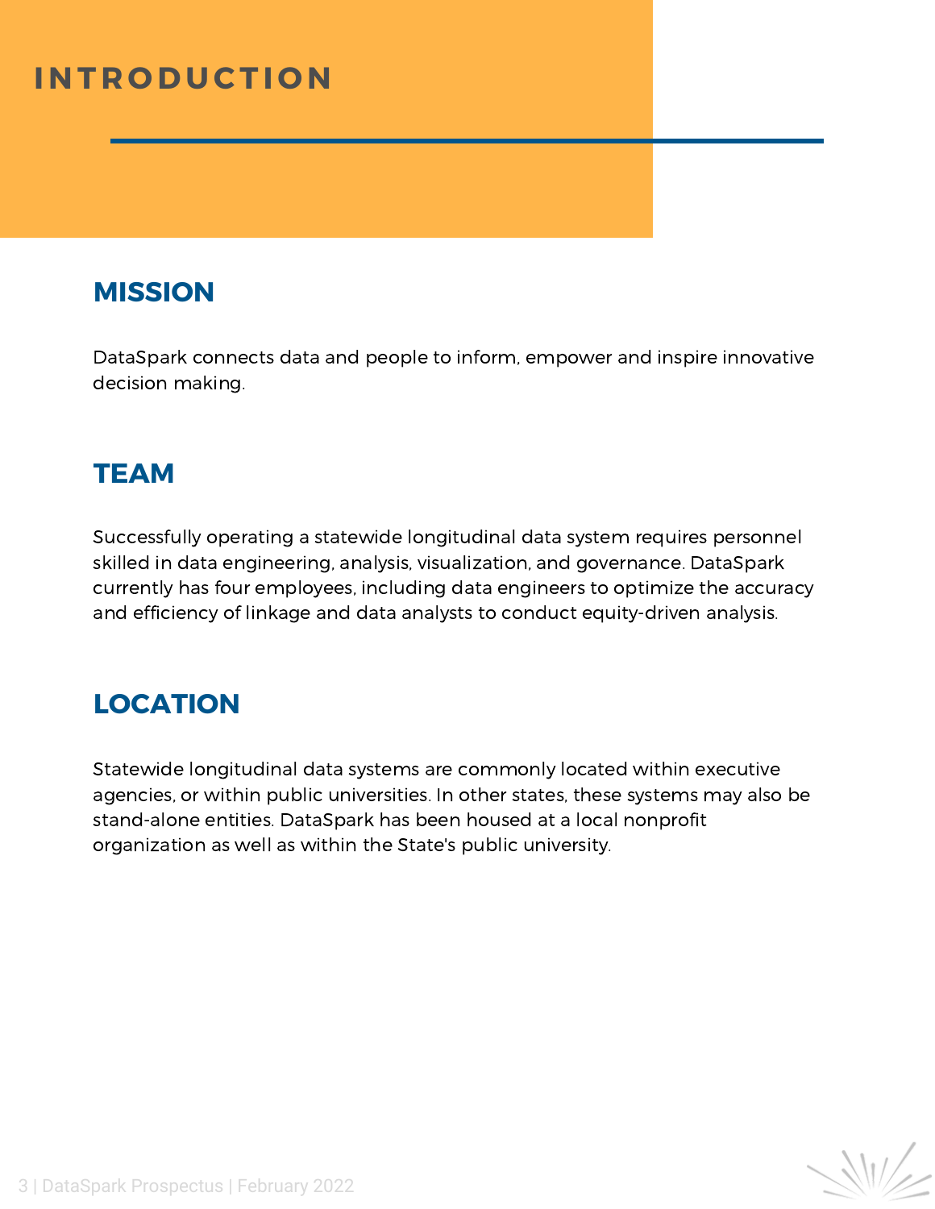# INTRODUCTION

## MISSION

DataSpark connects data and people to inform, empower and inspire innovative decision making.

## TEAM

Successfully operating a statewide longitudinal data system requires personnel skilled in data engineering, analysis, visualization, and governance. DataSpark currently has four employees, including data engineers to optimize the accuracy and efficiency of linkage and data analysts to conduct equity-driven analysis.

## LOCATION

Statewide longitudinal data systems are commonly located within executive agencies, or within public universities. In other states, these systems may also be stand-alone entities. DataSpark has been housed at a local nonprofit organization as well as within the State's public university.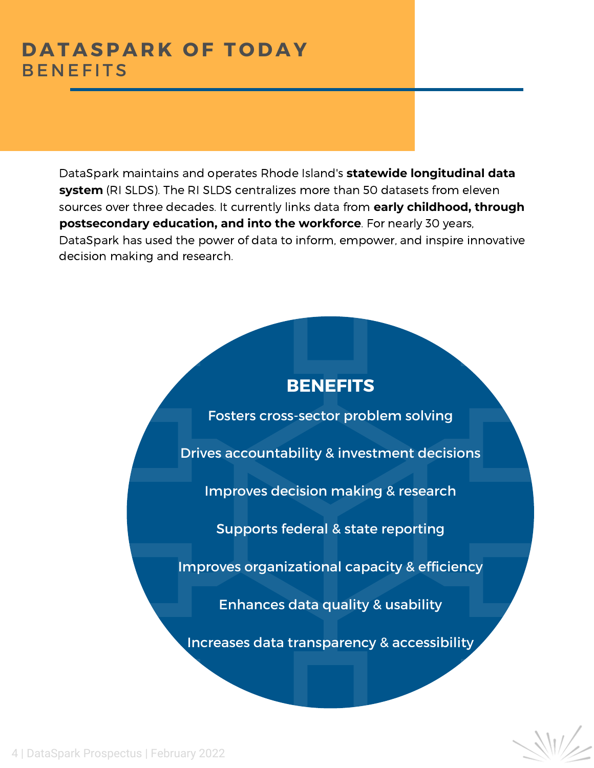# DATASPARK OF TODAY
## BENEFITS

DataSpark maintains and operates Rhode Island's **statewide longitudinal data system** (RI SLDS). The RI SLDS centralizes more than 50 datasets from eleven sources over three decades. It currently links data from **early childhood, through postsecondary education, and into the workforce**. For nearly 30 years, DataSpark has used the power of data to inform, empower, and inspire innovative decision making and research.

### BENEFITS

- Fosters cross-sector problem solving
- Drives accountability & investment decisions
- Improves decision making & research
- Supports federal & state reporting
- Improves organizational capacity & efficiency
- Enhances data quality & usability
- Increases data transparency & accessibility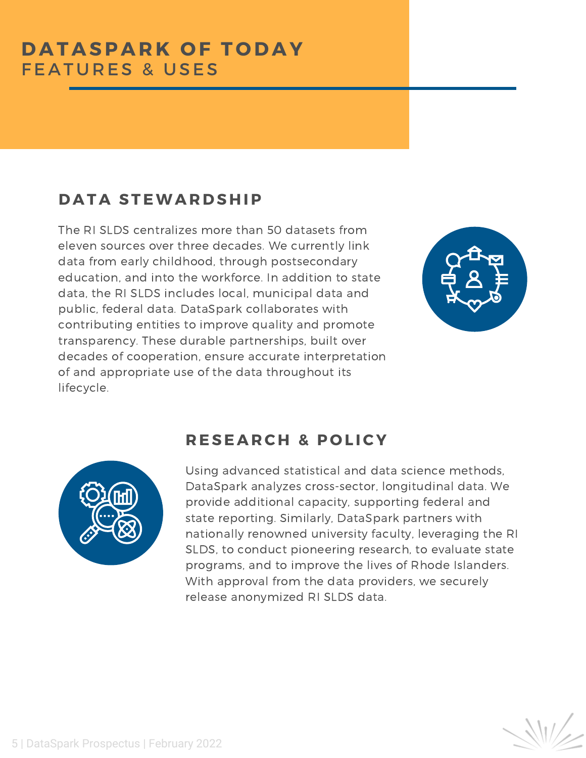# DATASPARK OF TODAY
## FEATURES & USES

### DATA STEWARDSHIP

The RI SLDS centralizes more than 50 datasets from eleven sources over three decades. We currently link data from early childhood, through postsecondary education, and into the workforce. In addition to state data, the RI SLDS includes local, municipal data and public, federal data. DataSpark collaborates with contributing entities to improve quality and promote transparency. These durable partnerships, built over decades of cooperation, ensure accurate interpretation of and appropriate use of the data throughout its lifecycle.

### RESEARCH & POLICY

Using advanced statistical and data science methods, DataSpark analyzes cross-sector, longitudinal data. We provide additional capacity, supporting federal and state reporting. Similarly, DataSpark partners with nationally renowned university faculty, leveraging the RI SLDS, to conduct pioneering research, to evaluate state programs, and to improve the lives of Rhode Islanders. With approval from the data providers, we securely release anonymized RI SLDS data.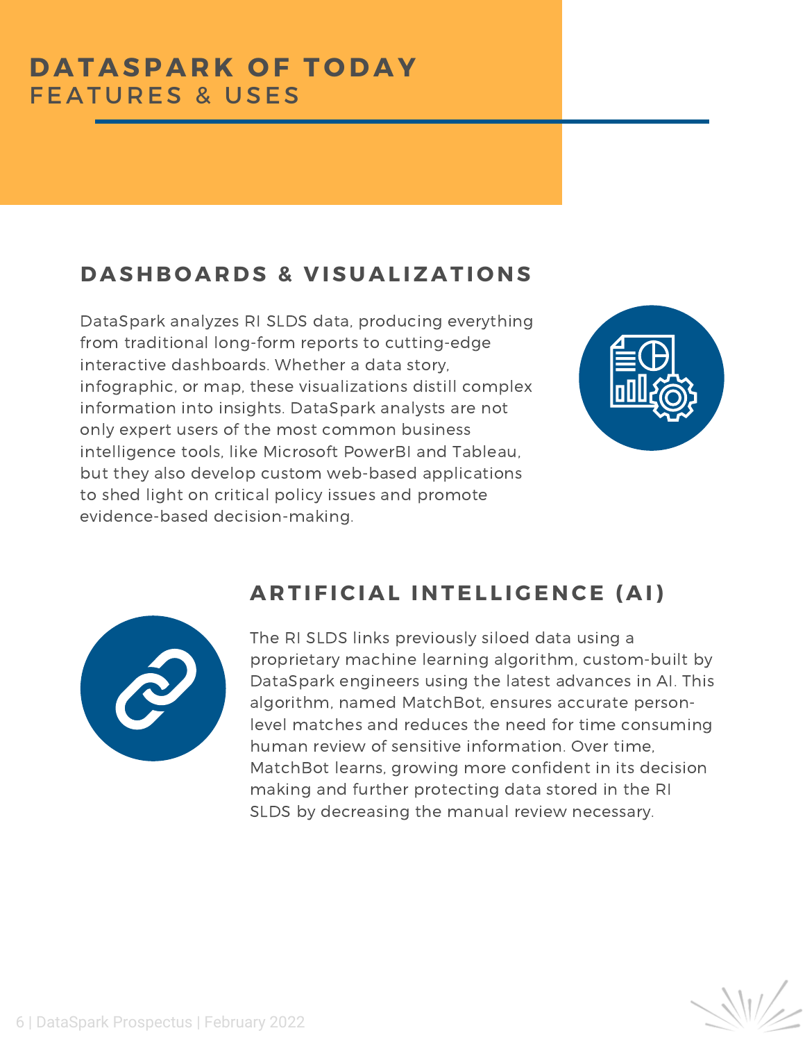# DATASPARK OF TODAY
## FEATURES & USES

### DASHBOARDS & VISUALIZATIONS

DataSpark analyzes RI SLDS data, producing everything from traditional long-form reports to cutting-edge interactive dashboards. Whether a data story, infographic, or map, these visualizations distill complex information into insights. DataSpark analysts are not only expert users of the most common business intelligence tools, like Microsoft PowerBI and Tableau, but they also develop custom web-based applications to shed light on critical policy issues and promote evidence-based decision-making.

### ARTIFICIAL INTELLIGENCE (AI)

The RI SLDS links previously siloed data using a proprietary machine learning algorithm, custom-built by DataSpark engineers using the latest advances in AI. This algorithm, named MatchBot, ensures accurate person-level matches and reduces the need for time consuming human review of sensitive information. Over time, MatchBot learns, growing more confident in its decision making and further protecting data stored in the RI SLDS by decreasing the manual review necessary.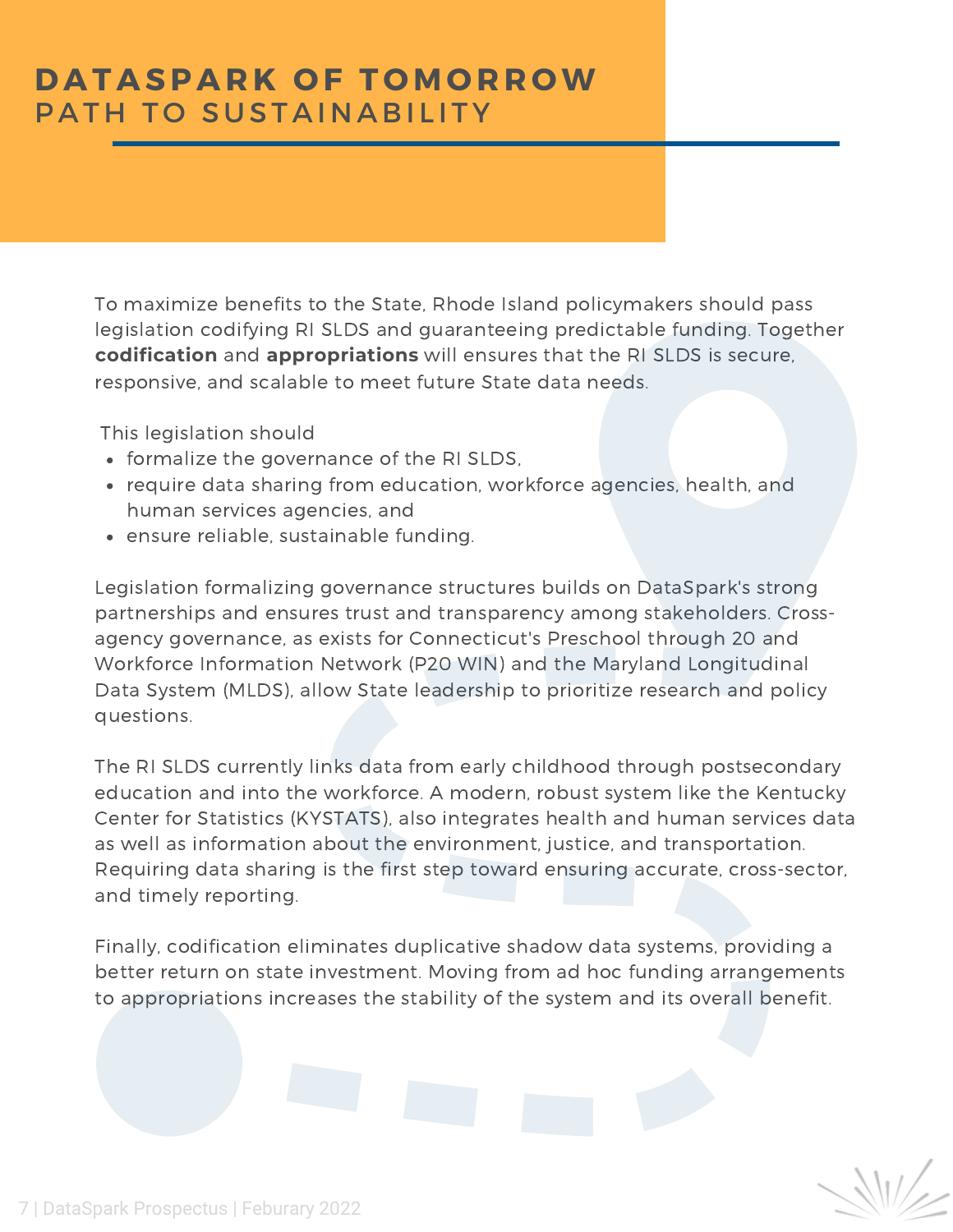# DATASPARK OF TOMORROW
## PATH TO SUSTAINABILITY

To maximize benefits to the State, Rhode Island policymakers should pass legislation codifying RI SLDS and guaranteeing predictable funding. Together **codification** and **appropriations** will ensures that the RI SLDS is secure, responsive, and scalable to meet future State data needs.

This legislation should

- formalize the governance of the RI SLDS,
- require data sharing from education, workforce agencies, health, and human services agencies, and
- ensure reliable, sustainable funding.

Legislation formalizing governance structures builds on DataSpark's strong partnerships and ensures trust and transparency among stakeholders. Cross-agency governance, as exists for Connecticut's Preschool through 20 and Workforce Information Network (P20 WIN) and the Maryland Longitudinal Data System (MLDS), allow State leadership to prioritize research and policy questions.

The RI SLDS currently links data from early childhood through postsecondary education and into the workforce. A modern, robust system like the Kentucky Center for Statistics (KYSTATS), also integrates health and human services data as well as information about the environment, justice, and transportation. Requiring data sharing is the first step toward ensuring accurate, cross-sector, and timely reporting.

Finally, codification eliminates duplicative shadow data systems, providing a better return on state investment. Moving from ad hoc funding arrangements to appropriations increases the stability of the system and its overall benefit.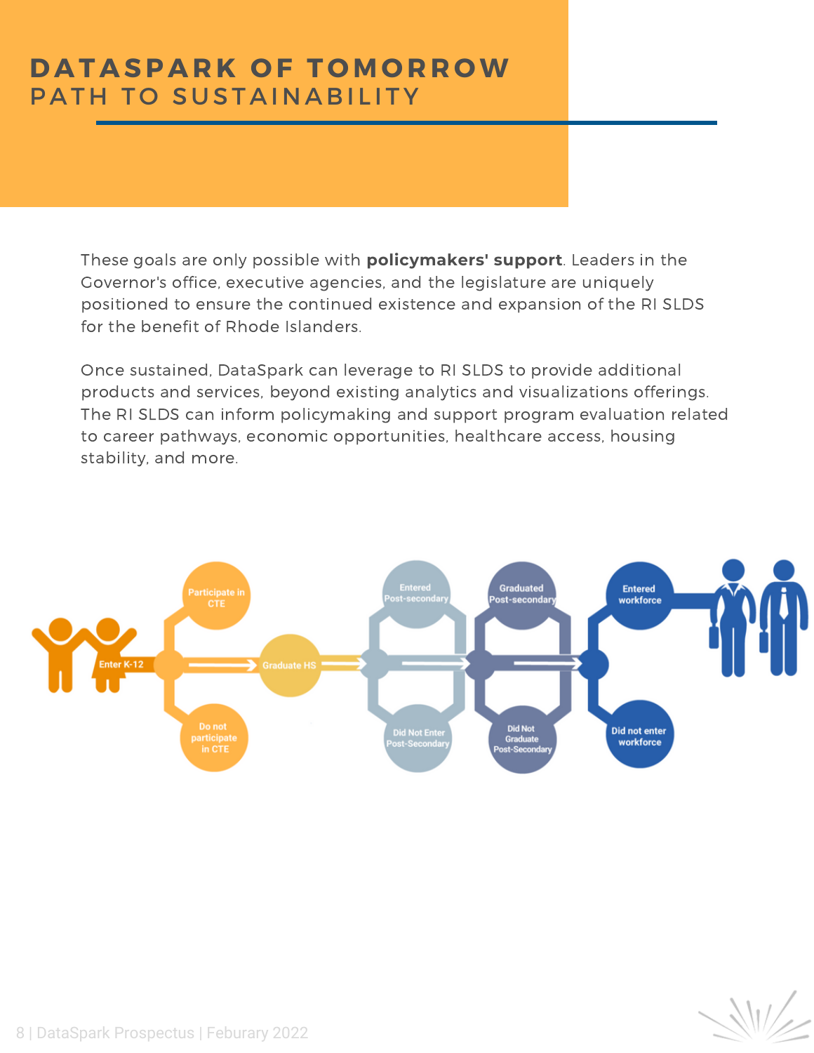# DATASPARK OF TOMORROW
## PATH TO SUSTAINABILITY

These goals are only possible with **policymakers' support**. Leaders in the Governor's office, executive agencies, and the legislature are uniquely positioned to ensure the continued existence and expansion of the RI SLDS for the benefit of Rhode Islanders.

Once sustained, DataSpark can leverage to RI SLDS to provide additional products and services, beyond existing analytics and visualizations offerings. The RI SLDS can inform policymaking and support program evaluation related to career pathways, economic opportunities, healthcare access, housing stability, and more.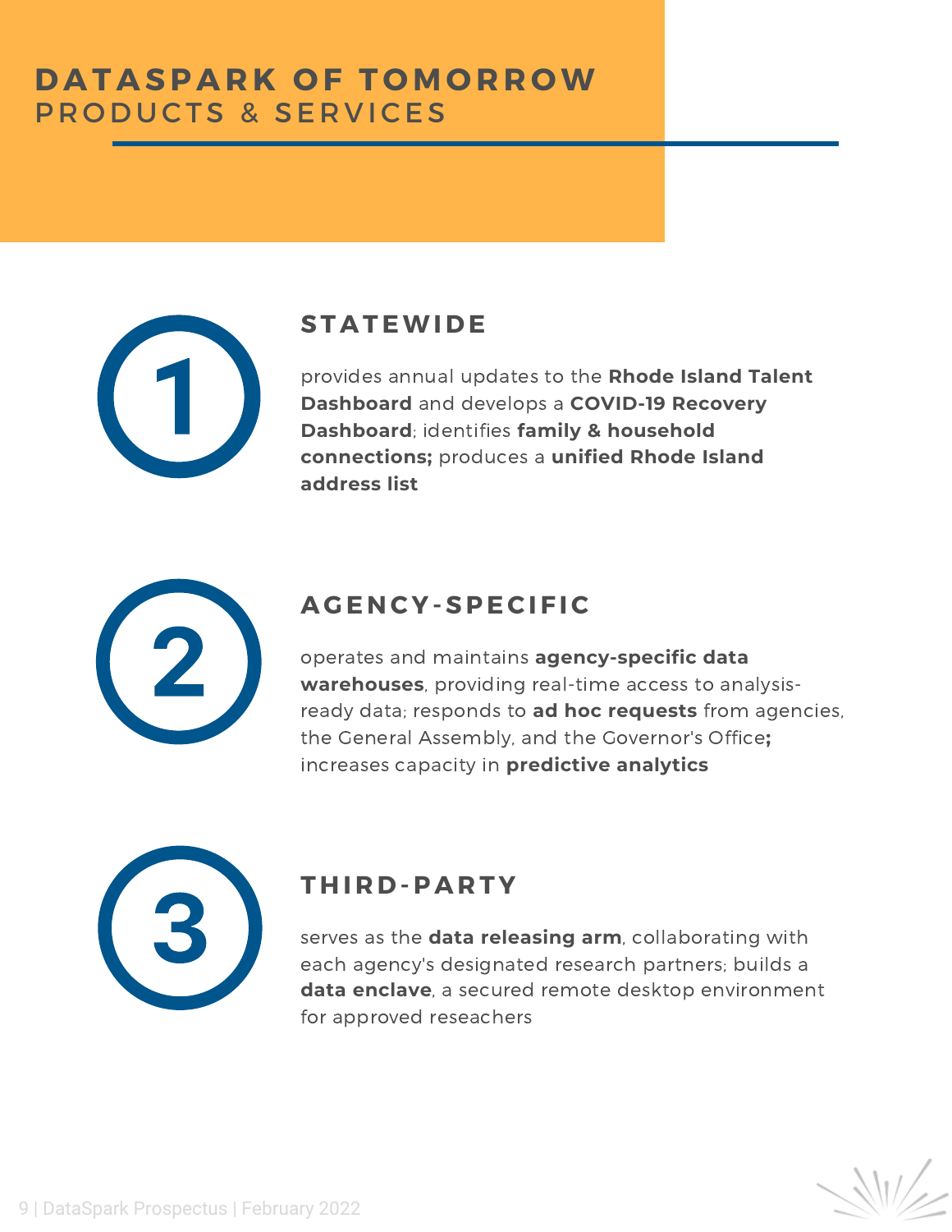# DATASPARK OF TOMORROW
## PRODUCTS & SERVICES

### 1. STATEWIDE

provides annual updates to the **Rhode Island Talent Dashboard** and develops a **COVID-19 Recovery Dashboard**; identifies **family & household connections;** produces a **unified Rhode Island address list**

### 2. AGENCY-SPECIFIC

operates and maintains **agency-specific data warehouses**, providing real-time access to analysis-ready data; responds to **ad hoc requests** from agencies, the General Assembly, and the Governor's Office**;** increases capacity in **predictive analytics**

### 3. THIRD-PARTY

serves as the **data releasing arm**, collaborating with each agency's designated research partners; builds a **data enclave**, a secured remote desktop environment for approved reseachers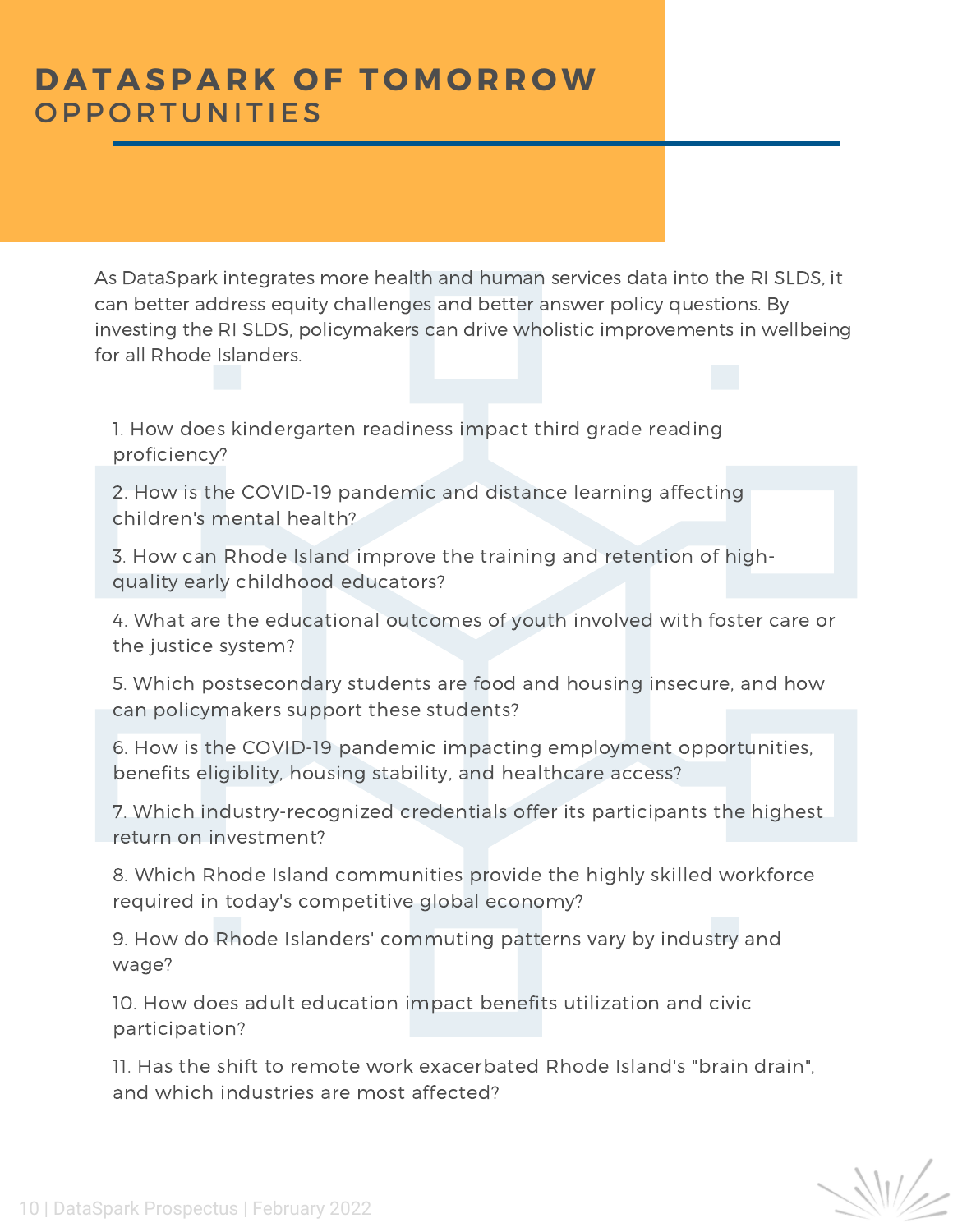# DATASPARK OF TOMORROW
## OPPORTUNITIES

As DataSpark integrates more health and human services data into the RI SLDS, it can better address equity challenges and better answer policy questions. By investing the RI SLDS, policymakers can drive wholistic improvements in wellbeing for all Rhode Islanders.

1. How does kindergarten readiness impact third grade reading proficiency?
2. How is the COVID-19 pandemic and distance learning affecting children's mental health?
3. How can Rhode Island improve the training and retention of high-quality early childhood educators?
4. What are the educational outcomes of youth involved with foster care or the justice system?
5. Which postsecondary students are food and housing insecure, and how can policymakers support these students?
6. How is the COVID-19 pandemic impacting employment opportunities, benefits eligiblity, housing stability, and healthcare access?
7. Which industry-recognized credentials offer its participants the highest return on investment?
8. Which Rhode Island communities provide the highly skilled workforce required in today's competitive global economy?
9. How do Rhode Islanders' commuting patterns vary by industry and wage?
10. How does adult education impact benefits utilization and civic participation?
11. Has the shift to remote work exacerbated Rhode Island's "brain drain", and which industries are most affected?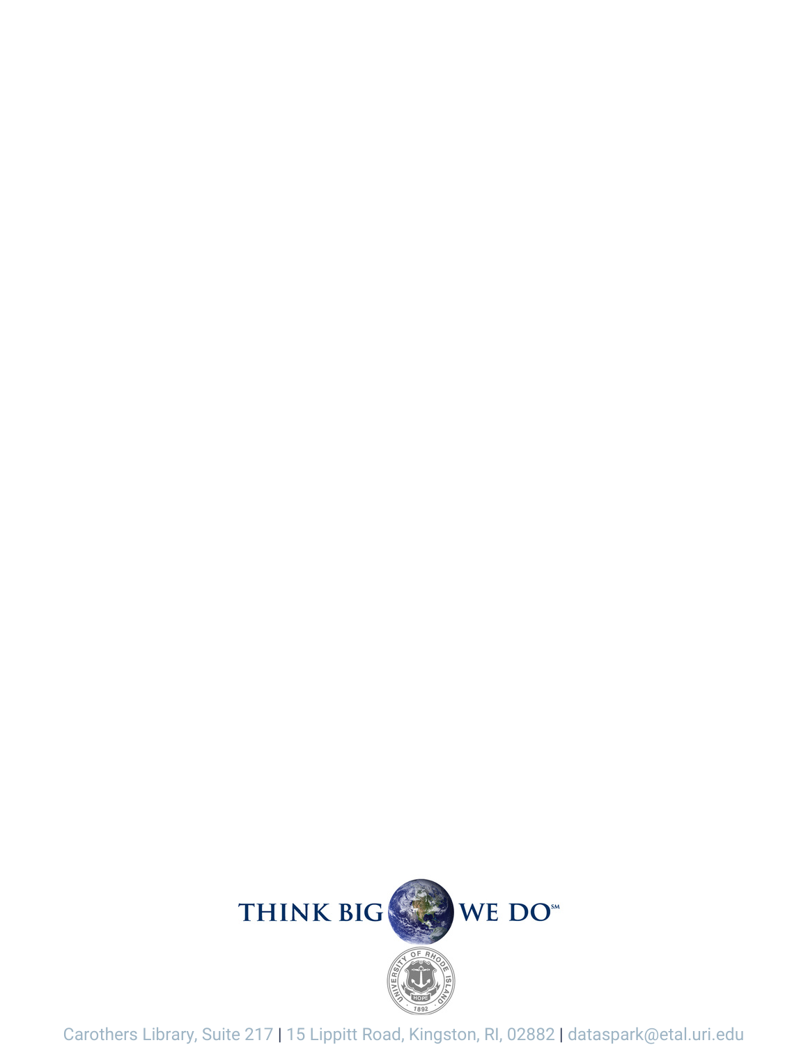THINK BIG WE DO℠

Carothers Library, Suite 217 | 15 Lippitt Road, Kingston, RI, 02882 | dataspark@etal.uri.edu